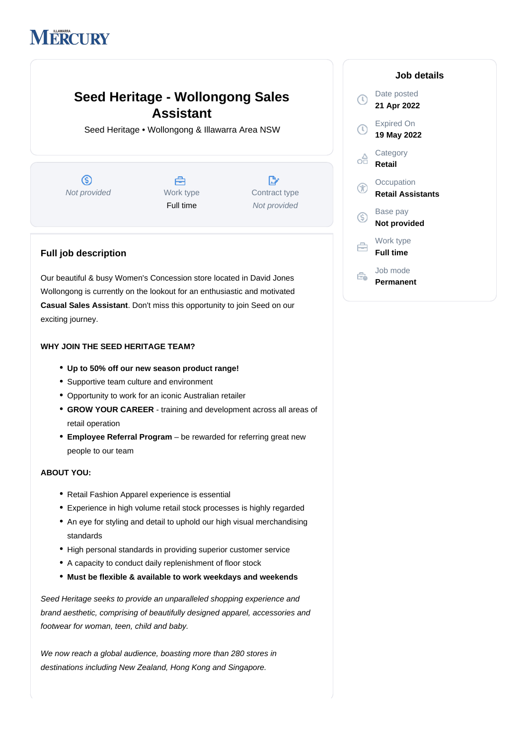ILLAWARRA MERCURY

# Seed Heritage - Wollongong Sales Assistant

Seed Heritage • Wollongong & Illawarra Area NSW

| Not provided | Work type | Contract type |
| --- | --- | --- |
| | Full time | Not provided |

## Job details

- Date posted: **21 Apr 2022**
- Expired On: **19 May 2022**
- Category: **Retail**
- Occupation: **Retail Assistants**
- Base pay: **Not provided**
- Work type: **Full time**
- Job mode: **Permanent**

## Full job description

Our beautiful & busy Women's Concession store located in David Jones Wollongong is currently on the lookout for an enthusiastic and motivated **Casual Sales Assistant**. Don't miss this opportunity to join Seed on our exciting journey.

**WHY JOIN THE SEED HERITAGE TEAM?**

- **Up to 50% off our new season product range!**
- Supportive team culture and environment
- Opportunity to work for an iconic Australian retailer
- **GROW YOUR CAREER** - training and development across all areas of retail operation
- **Employee Referral Program** – be rewarded for referring great new people to our team

**ABOUT YOU:**

- Retail Fashion Apparel experience is essential
- Experience in high volume retail stock processes is highly regarded
- An eye for styling and detail to uphold our high visual merchandising standards
- High personal standards in providing superior customer service
- A capacity to conduct daily replenishment of floor stock
- **Must be flexible & available to work weekdays and weekends**

*Seed Heritage seeks to provide an unparalleled shopping experience and brand aesthetic, comprising of beautifully designed apparel, accessories and footwear for woman, teen, child and baby.*

*We now reach a global audience, boasting more than 280 stores in destinations including New Zealand, Hong Kong and Singapore.*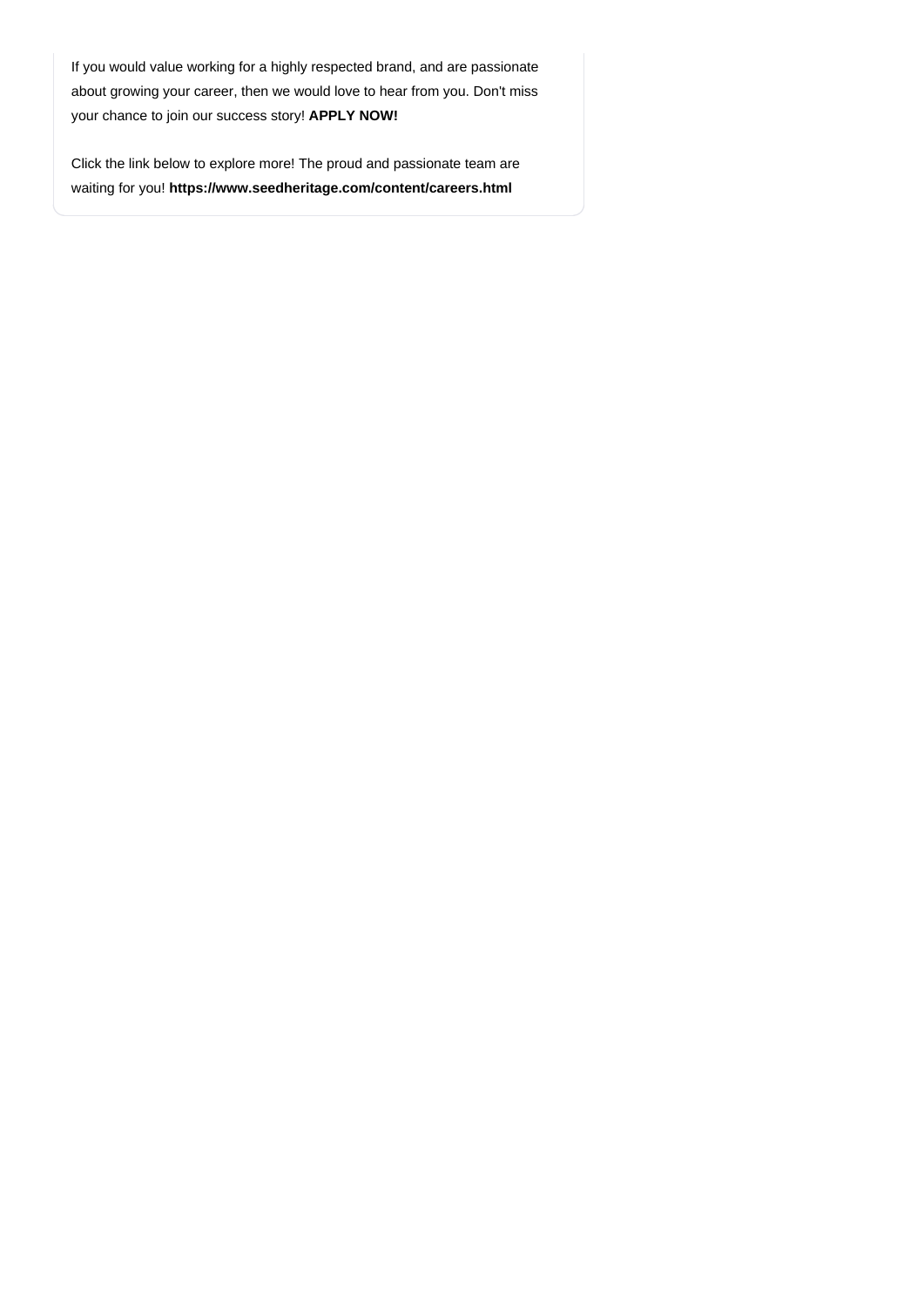If you would value working for a highly respected brand, and are passionate about growing your career, then we would love to hear from you. Don't miss your chance to join our success story! **APPLY NOW!**

Click the link below to explore more! The proud and passionate team are waiting for you! **https://www.seedheritage.com/content/careers.html**